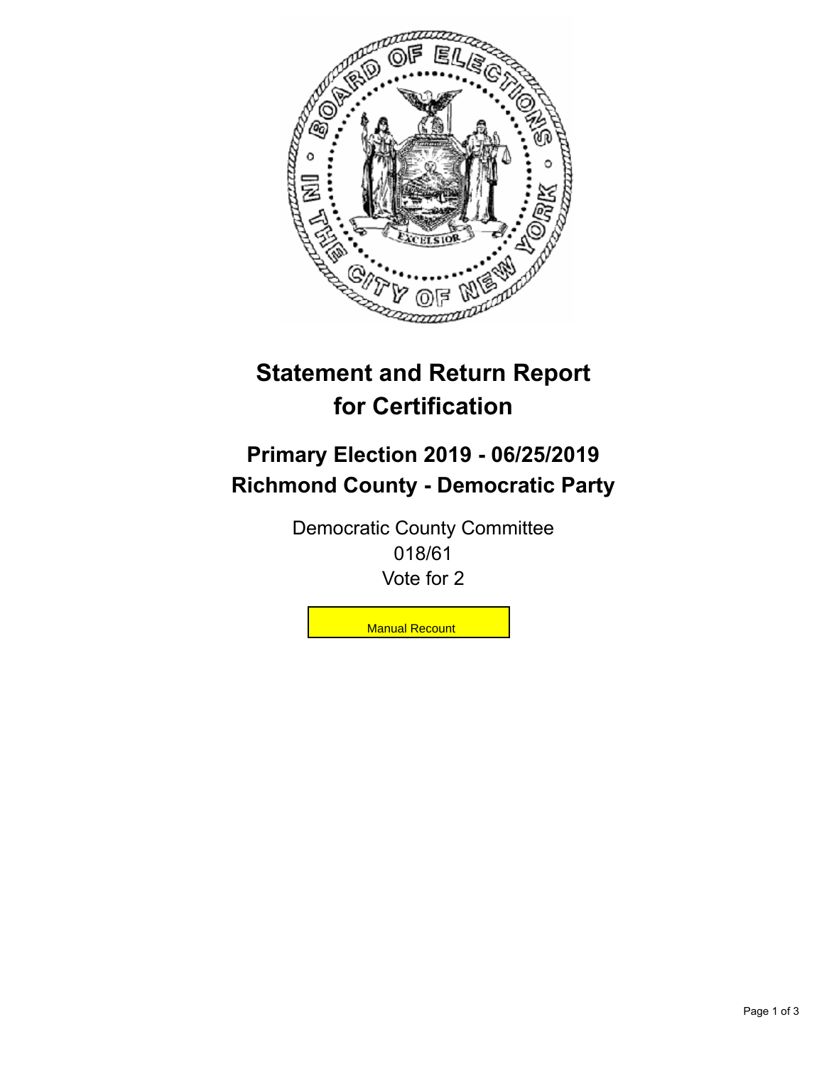# Statement and Return Report for Certification

## Primary Election 2019 - 06/25/2019
## Richmond County - Democratic Party

Democratic County Committee
018/61
Vote for 2

Manual Recount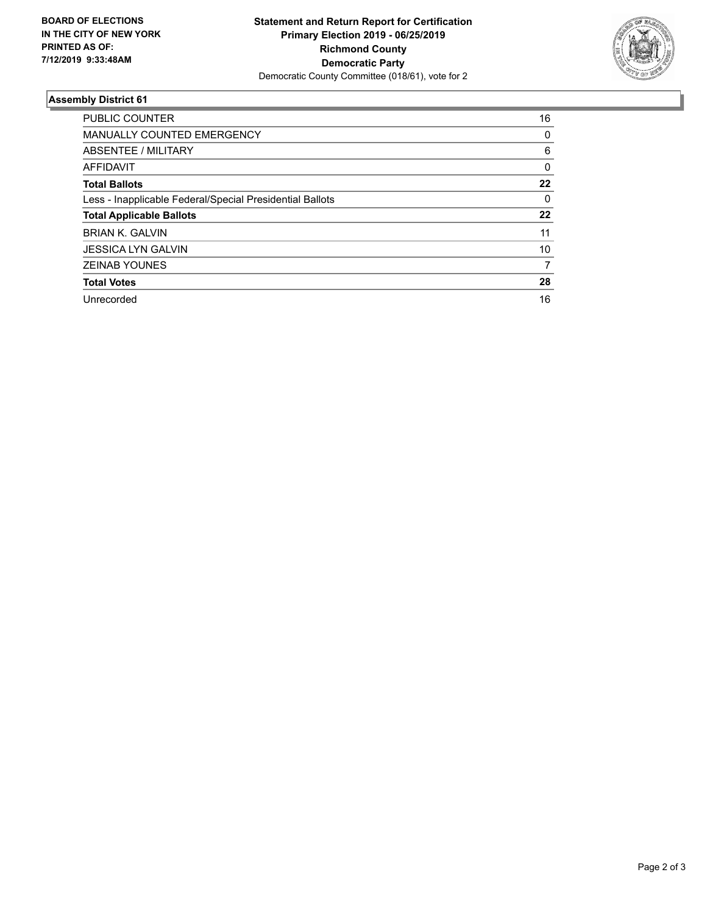**BOARD OF ELECTIONS IN THE CITY OF NEW YORK PRINTED AS OF: 7/12/2019 9:33:48AM**

**Statement and Return Report for Certification**
**Primary Election 2019 - 06/25/2019**
**Richmond County**
**Democratic Party**
Democratic County Committee (018/61), vote for 2

## Assembly District 61

| | |
|---|---|
| PUBLIC COUNTER | 16 |
| MANUALLY COUNTED EMERGENCY | 0 |
| ABSENTEE / MILITARY | 6 |
| AFFIDAVIT | 0 |
| **Total Ballots** | **22** |
| Less - Inapplicable Federal/Special Presidential Ballots | 0 |
| **Total Applicable Ballots** | **22** |
| BRIAN K. GALVIN | 11 |
| JESSICA LYN GALVIN | 10 |
| ZEINAB YOUNES | 7 |
| **Total Votes** | **28** |
| Unrecorded | 16 |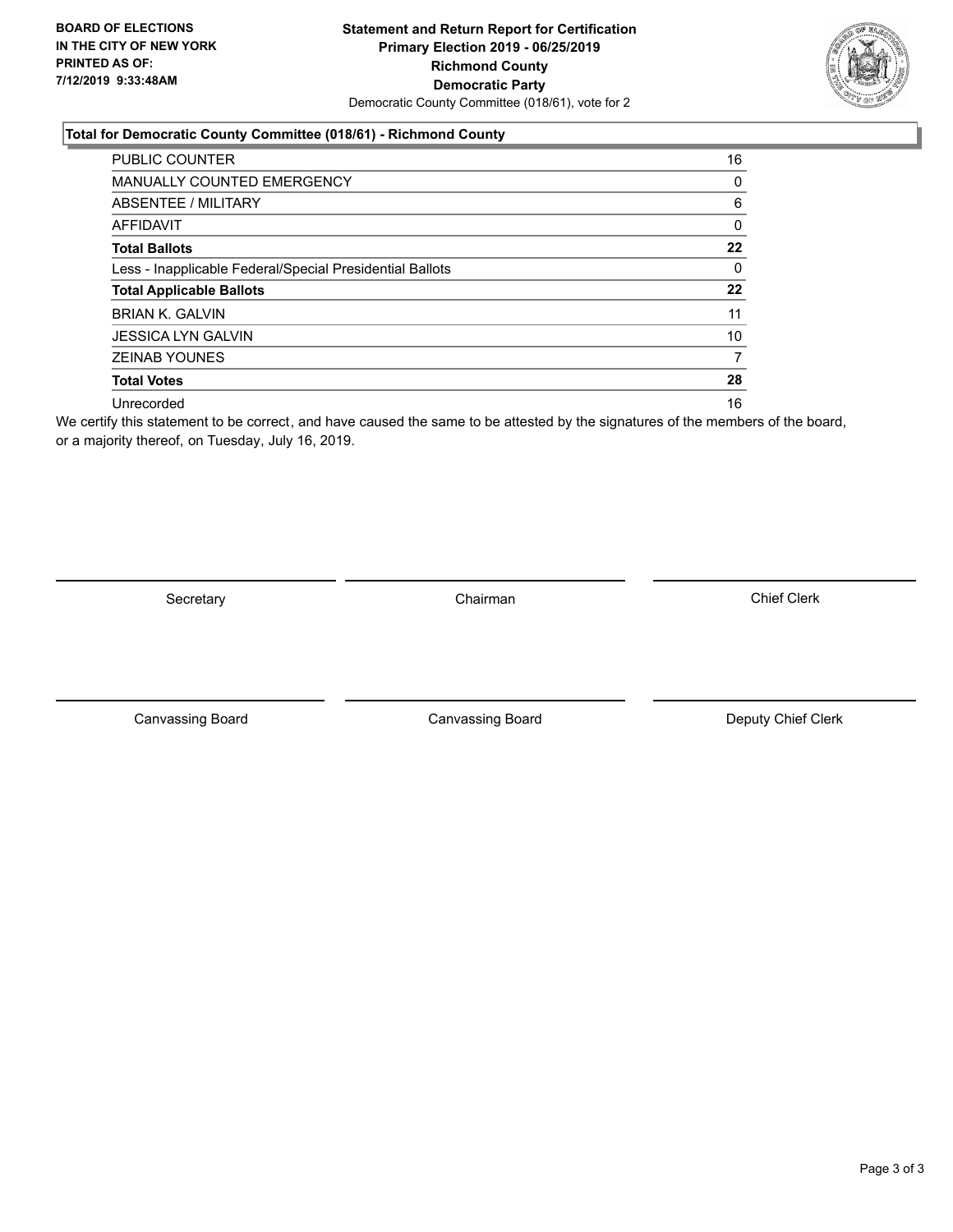**BOARD OF ELECTIONS IN THE CITY OF NEW YORK PRINTED AS OF: 7/12/2019 9:33:48AM**

**Statement and Return Report for Certification**
**Primary Election 2019 - 06/25/2019**
**Richmond County**
**Democratic Party**
Democratic County Committee (018/61), vote for 2

### Total for Democratic County Committee (018/61) - Richmond County

| | |
|---|---|
| PUBLIC COUNTER | 16 |
| MANUALLY COUNTED EMERGENCY | 0 |
| ABSENTEE / MILITARY | 6 |
| AFFIDAVIT | 0 |
| **Total Ballots** | **22** |
| Less - Inapplicable Federal/Special Presidential Ballots | 0 |
| **Total Applicable Ballots** | **22** |
| BRIAN K. GALVIN | 11 |
| JESSICA LYN GALVIN | 10 |
| ZEINAB YOUNES | 7 |
| **Total Votes** | **28** |
| Unrecorded | 16 |

We certify this statement to be correct, and have caused the same to be attested by the signatures of the members of the board, or a majority thereof, on Tuesday, July 16, 2019.

Secretary

Chairman

Chief Clerk

Canvassing Board

Canvassing Board

Deputy Chief Clerk